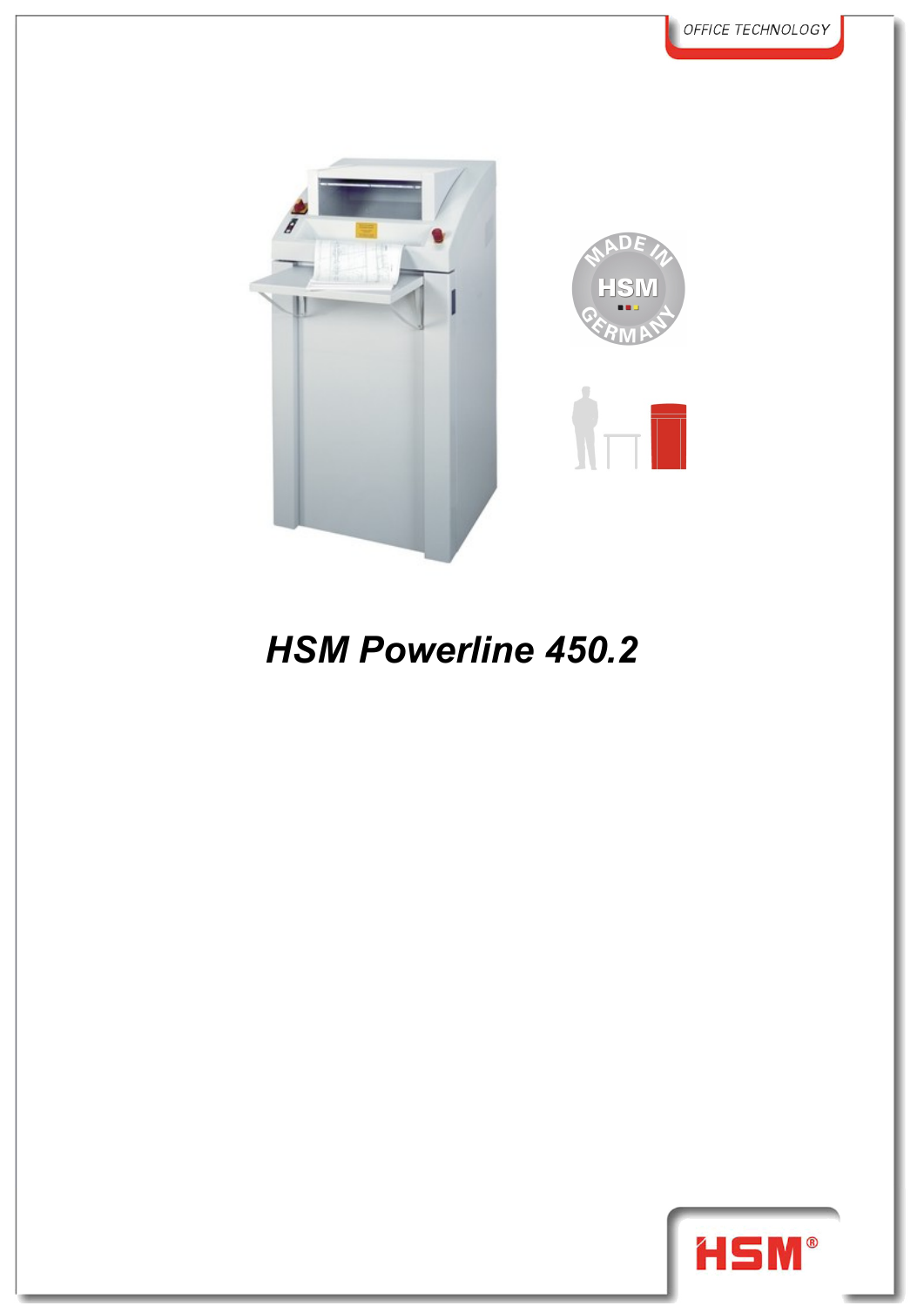OFFICE TECHNOLOGY

# *HSM Powerline 450.2*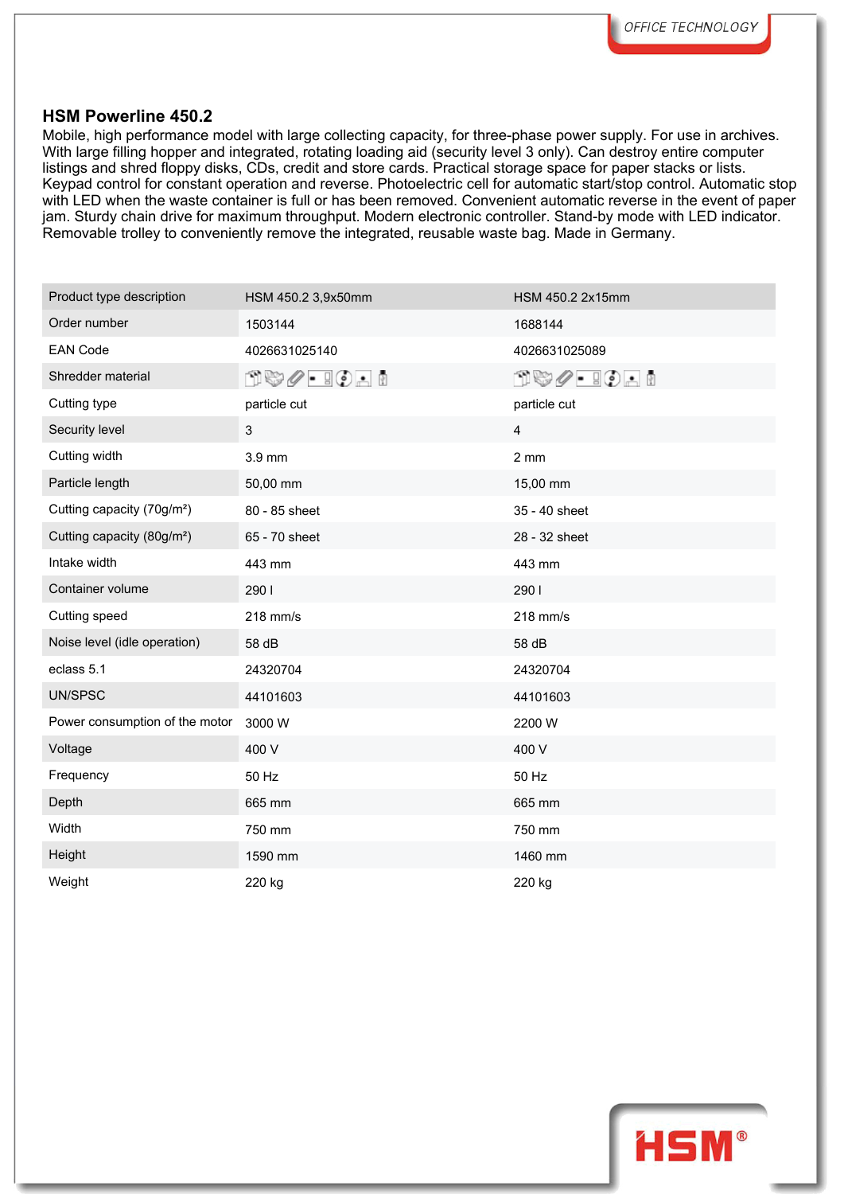## HSM Powerline 450.2

Mobile, high performance model with large collecting capacity, for three-phase power supply. For use in archives. With large filling hopper and integrated, rotating loading aid (security level 3 only). Can destroy entire computer listings and shred floppy disks, CDs, credit and store cards. Practical storage space for paper stacks or lists. Keypad control for constant operation and reverse. Photoelectric cell for automatic start/stop control. Automatic stop with LED when the waste container is full or has been removed. Convenient automatic reverse in the event of paper jam. Sturdy chain drive for maximum throughput. Modern electronic controller. Stand-by mode with LED indicator. Removable trolley to conveniently remove the integrated, reusable waste bag. Made in Germany.

| Product type description | HSM 450.2 3,9x50mm | HSM 450.2 2x15mm |
|---|---|---|
| Order number | 1503144 | 1688144 |
| EAN Code | 4026631025140 | 4026631025089 |
| Shredder material | | |
| Cutting type | particle cut | particle cut |
| Security level | 3 | 4 |
| Cutting width | 3.9 mm | 2 mm |
| Particle length | 50,00 mm | 15,00 mm |
| Cutting capacity (70g/m²) | 80 - 85 sheet | 35 - 40 sheet |
| Cutting capacity (80g/m²) | 65 - 70 sheet | 28 - 32 sheet |
| Intake width | 443 mm | 443 mm |
| Container volume | 290 l | 290 l |
| Cutting speed | 218 mm/s | 218 mm/s |
| Noise level (idle operation) | 58 dB | 58 dB |
| eclass 5.1 | 24320704 | 24320704 |
| UN/SPSC | 44101603 | 44101603 |
| Power consumption of the motor | 3000 W | 2200 W |
| Voltage | 400 V | 400 V |
| Frequency | 50 Hz | 50 Hz |
| Depth | 665 mm | 665 mm |
| Width | 750 mm | 750 mm |
| Height | 1590 mm | 1460 mm |
| Weight | 220 kg | 220 kg |